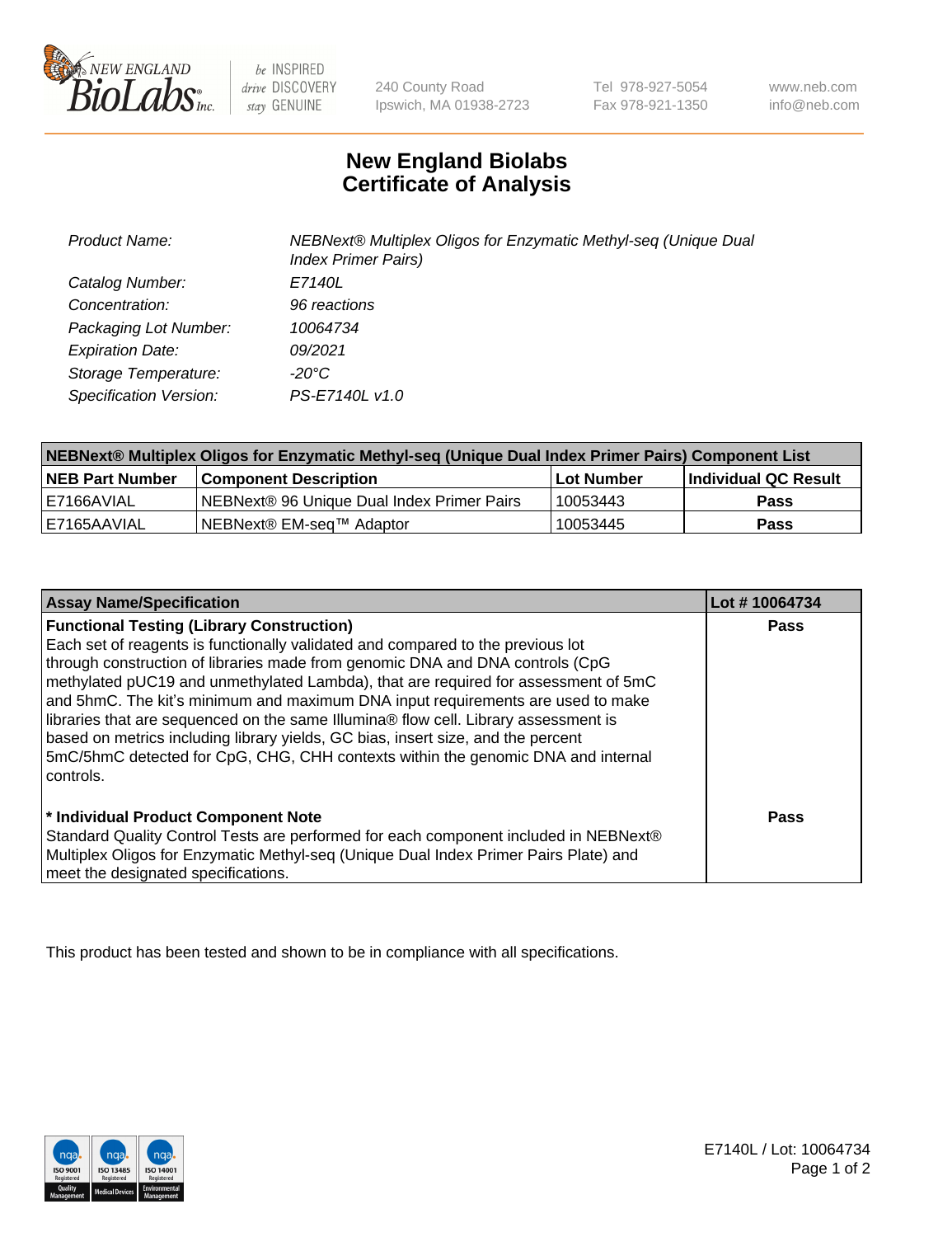240 County Road
Ipswich, MA 01938-2723

Tel 978-927-5054
Fax 978-921-1350

www.neb.com
info@neb.com

# New England Biolabs
# Certificate of Analysis

| | |
|---|---|
| *Product Name:* | *NEBNext® Multiplex Oligos for Enzymatic Methyl-seq (Unique Dual Index Primer Pairs)* |
| *Catalog Number:* | *E7140L* |
| *Concentration:* | *96 reactions* |
| *Packaging Lot Number:* | *10064734* |
| *Expiration Date:* | *09/2021* |
| *Storage Temperature:* | *-20°C* |
| *Specification Version:* | *PS-E7140L v1.0* |

| NEBNext® Multiplex Oligos for Enzymatic Methyl-seq (Unique Dual Index Primer Pairs) Component List | | | |
|---|---|---|---|
| **NEB Part Number** | **Component Description** | **Lot Number** | **Individual QC Result** |
| E7166AVIAL | NEBNext® 96 Unique Dual Index Primer Pairs | 10053443 | **Pass** |
| E7165AAVIAL | NEBNext® EM-seq™ Adaptor | 10053445 | **Pass** |

| Assay Name/Specification | Lot # 10064734 |
|---|---|
| **Functional Testing (Library Construction)**<br>Each set of reagents is functionally validated and compared to the previous lot through construction of libraries made from genomic DNA and DNA controls (CpG methylated pUC19 and unmethylated Lambda), that are required for assessment of 5mC and 5hmC. The kit's minimum and maximum DNA input requirements are used to make libraries that are sequenced on the same Illumina® flow cell. Library assessment is based on metrics including library yields, GC bias, insert size, and the percent 5mC/5hmC detected for CpG, CHG, CHH contexts within the genomic DNA and internal controls. | **Pass** |
| **\* Individual Product Component Note**<br>Standard Quality Control Tests are performed for each component included in NEBNext® Multiplex Oligos for Enzymatic Methyl-seq (Unique Dual Index Primer Pairs Plate) and meet the designated specifications. | **Pass** |

This product has been tested and shown to be in compliance with all specifications.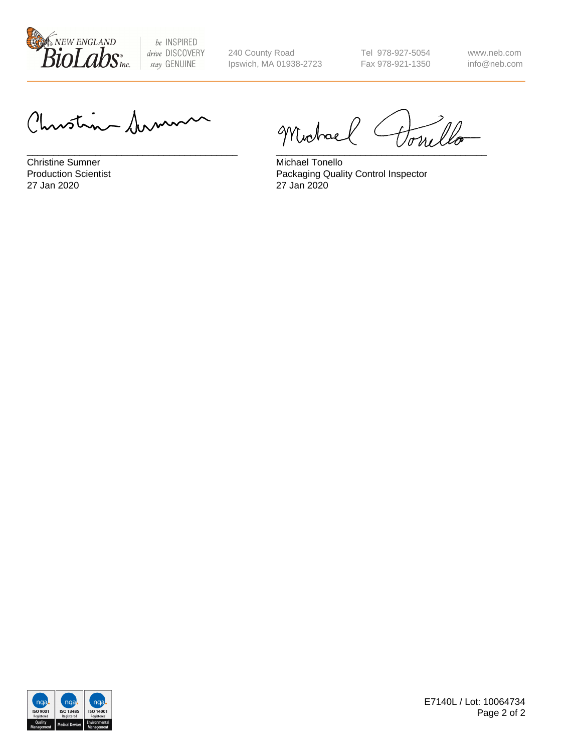240 County Road
Ipswich, MA 01938-2723

Tel 978-927-5054
Fax 978-921-1350

www.neb.com
info@neb.com

Christine Sumner
Production Scientist
27 Jan 2020

Michael Tonello
Packaging Quality Control Inspector
27 Jan 2020

E7140L / Lot: 10064734